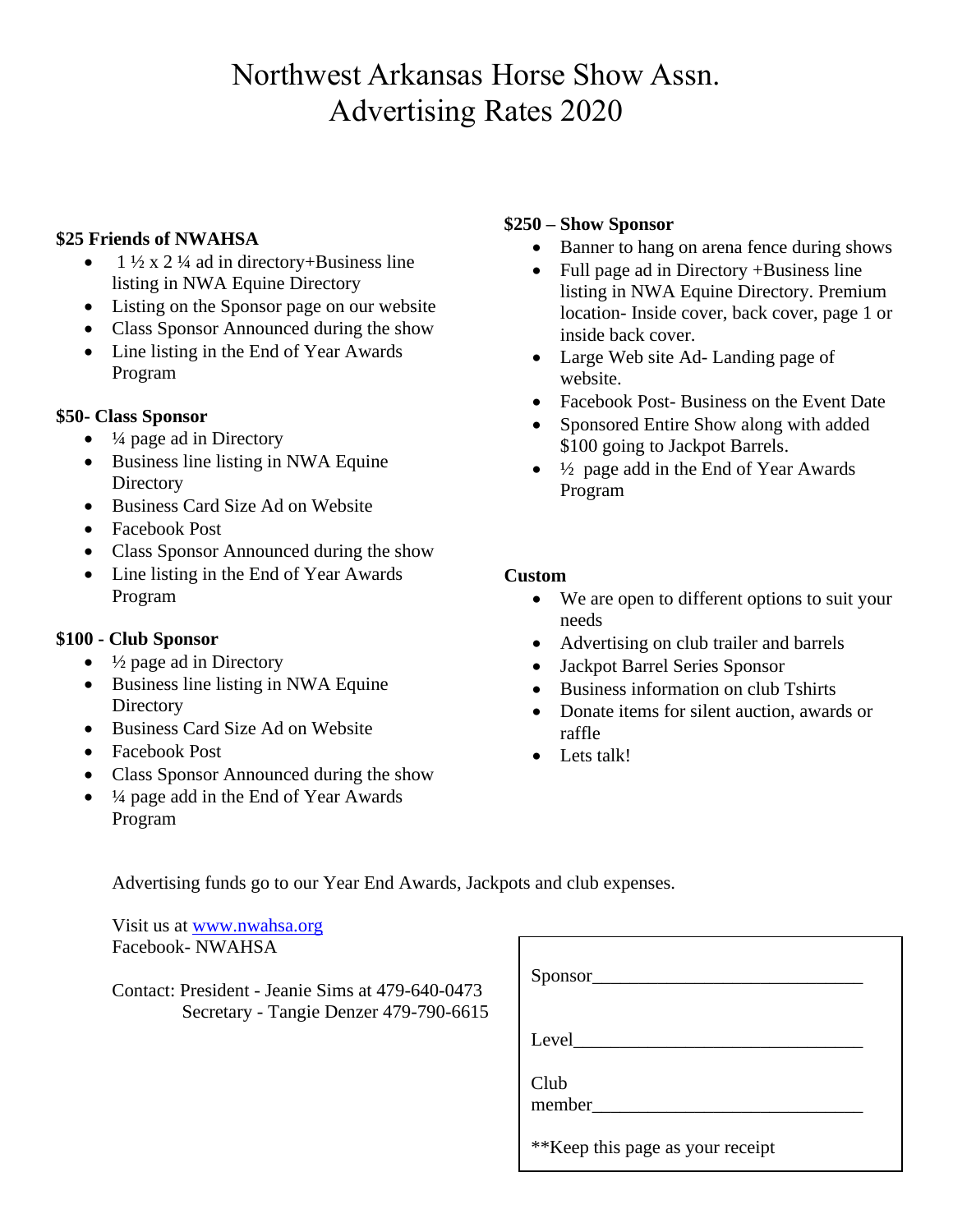# Northwest Arkansas Horse Show Assn.
# Advertising Rates 2020

**$25 Friends of NWAHSA**

- 1 ½ x 2 ¼ ad in directory+Business line listing in NWA Equine Directory
- Listing on the Sponsor page on our website
- Class Sponsor Announced during the show
- Line listing in the End of Year Awards Program

**$50- Class Sponsor**

- ¼ page ad in Directory
- Business line listing in NWA Equine Directory
- Business Card Size Ad on Website
- Facebook Post
- Class Sponsor Announced during the show
- Line listing in the End of Year Awards Program

**$100 - Club Sponsor**

- ½ page ad in Directory
- Business line listing in NWA Equine Directory
- Business Card Size Ad on Website
- Facebook Post
- Class Sponsor Announced during the show
- ¼ page add in the End of Year Awards Program

**$250 – Show Sponsor**

- Banner to hang on arena fence during shows
- Full page ad in Directory +Business line listing in NWA Equine Directory. Premium location- Inside cover, back cover, page 1 or inside back cover.
- Large Web site Ad- Landing page of website.
- Facebook Post- Business on the Event Date
- Sponsored Entire Show along with added $100 going to Jackpot Barrels.
- ½ page add in the End of Year Awards Program

**Custom**

- We are open to different options to suit your needs
- Advertising on club trailer and barrels
- Jackpot Barrel Series Sponsor
- Business information on club Tshirts
- Donate items for silent auction, awards or raffle
- Lets talk!

Advertising funds go to our Year End Awards, Jackpots and club expenses.

Visit us at www.nwahsa.org
Facebook- NWAHSA

Contact: President - Jeanie Sims at 479-640-0473
Secretary - Tangie Denzer 479-790-6615

Sponsor_____________________________

Level_______________________________

Club member_____________________________

**Keep this page as your receipt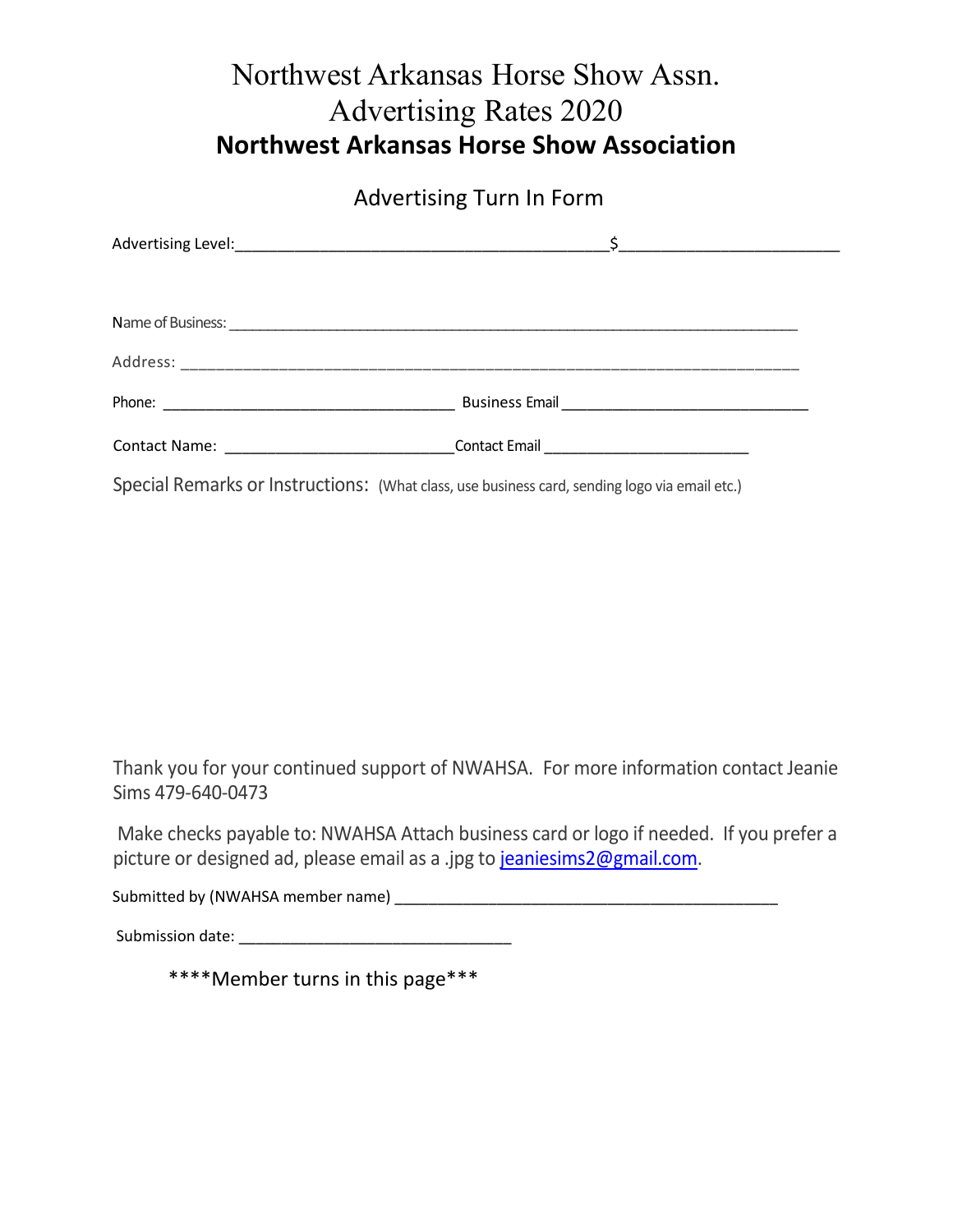# Northwest Arkansas Horse Show Assn.
# Advertising Rates 2020
## Northwest Arkansas Horse Show Association

Advertising Turn In Form

Advertising Level:_____________________________________________$_________________________

Name of Business: _________________________________________________________________________

Address: _________________________________________________________________________

Phone: ___________________________________ Business Email _____________________________

Contact Name: ___________________________Contact Email _________________________

Special Remarks or Instructions: (What class, use business card, sending logo via email etc.)

Thank you for your continued support of NWAHSA. For more information contact Jeanie Sims 479-640-0473

Make checks payable to: NWAHSA Attach business card or logo if needed. If you prefer a picture or designed ad, please email as a .jpg to jeaniesims2@gmail.com.

Submitted by (NWAHSA member name) _____________________________________________

Submission date: ________________________________

****Member turns in this page***